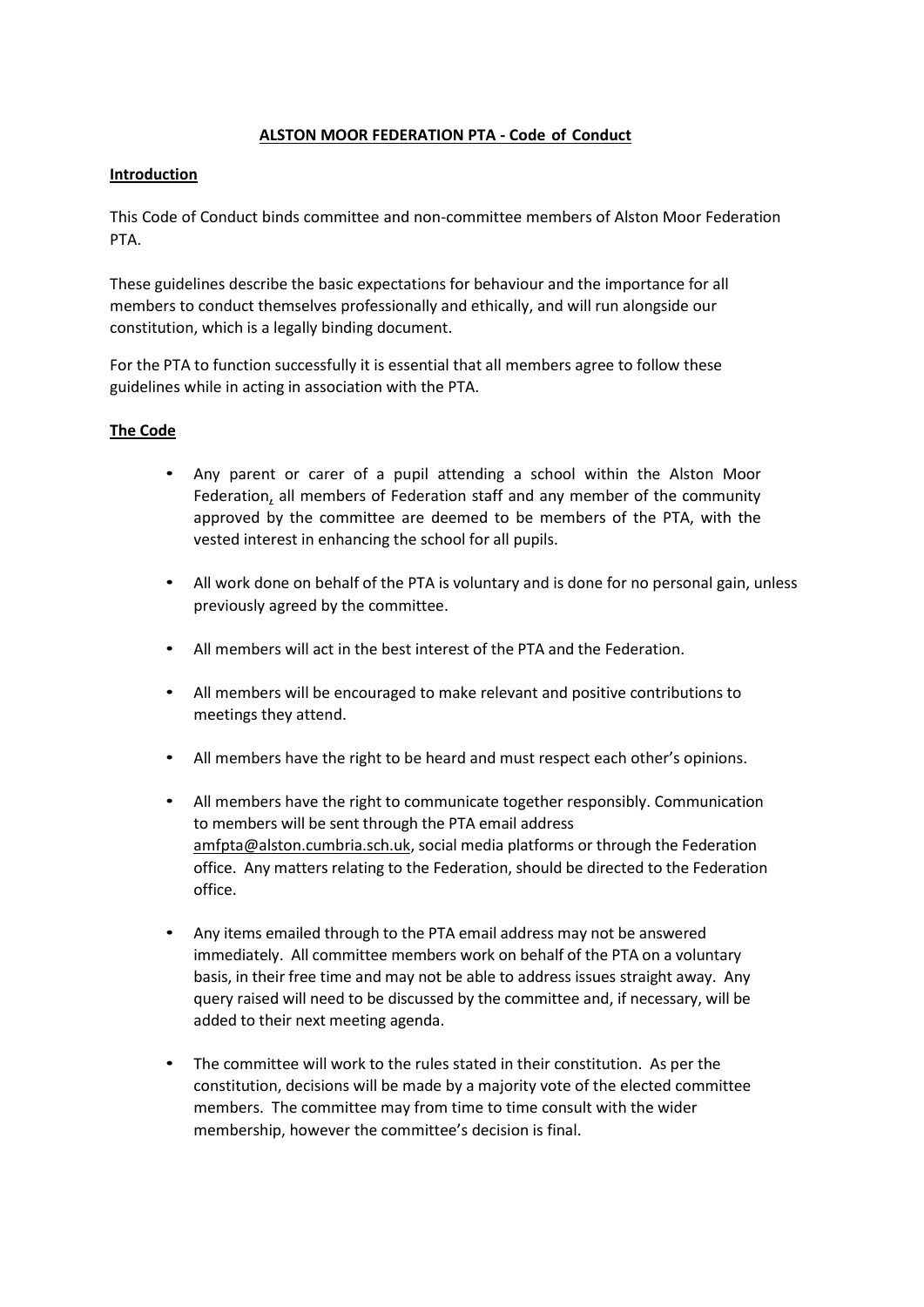# ALSTON MOOR FEDERATION PTA - Code of Conduct

## Introduction

This Code of Conduct binds committee and non-committee members of Alston Moor Federation PTA.

These guidelines describe the basic expectations for behaviour and the importance for all members to conduct themselves professionally and ethically, and will run alongside our constitution, which is a legally binding document.

For the PTA to function successfully it is essential that all members agree to follow these guidelines while in acting in association with the PTA.

## The Code

- Any parent or carer of a pupil attending a school within the Alston Moor Federation, all members of Federation staff and any member of the community approved by the committee are deemed to be members of the PTA, with the vested interest in enhancing the school for all pupils.
- All work done on behalf of the PTA is voluntary and is done for no personal gain, unless previously agreed by the committee.
- All members will act in the best interest of the PTA and the Federation.
- All members will be encouraged to make relevant and positive contributions to meetings they attend.
- All members have the right to be heard and must respect each other's opinions.
- All members have the right to communicate together responsibly. Communication to members will be sent through the PTA email address amfpta@alston.cumbria.sch.uk, social media platforms or through the Federation office. Any matters relating to the Federation, should be directed to the Federation office.
- Any items emailed through to the PTA email address may not be answered immediately. All committee members work on behalf of the PTA on a voluntary basis, in their free time and may not be able to address issues straight away. Any query raised will need to be discussed by the committee and, if necessary, will be added to their next meeting agenda.
- The committee will work to the rules stated in their constitution. As per the constitution, decisions will be made by a majority vote of the elected committee members. The committee may from time to time consult with the wider membership, however the committee's decision is final.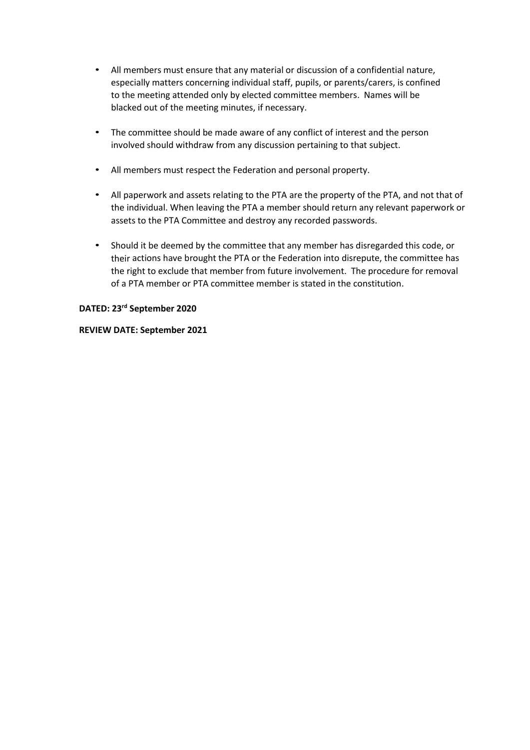- All members must ensure that any material or discussion of a confidential nature, especially matters concerning individual staff, pupils, or parents/carers, is confined to the meeting attended only by elected committee members. Names will be blacked out of the meeting minutes, if necessary.

- The committee should be made aware of any conflict of interest and the person involved should withdraw from any discussion pertaining to that subject.

- All members must respect the Federation and personal property.

- All paperwork and assets relating to the PTA are the property of the PTA, and not that of the individual. When leaving the PTA a member should return any relevant paperwork or assets to the PTA Committee and destroy any recorded passwords.

- Should it be deemed by the committee that any member has disregarded this code, or their actions have brought the PTA or the Federation into disrepute, the committee has the right to exclude that member from future involvement. The procedure for removal of a PTA member or PTA committee member is stated in the constitution.

**DATED: 23rd September 2020**

**REVIEW DATE: September 2021**